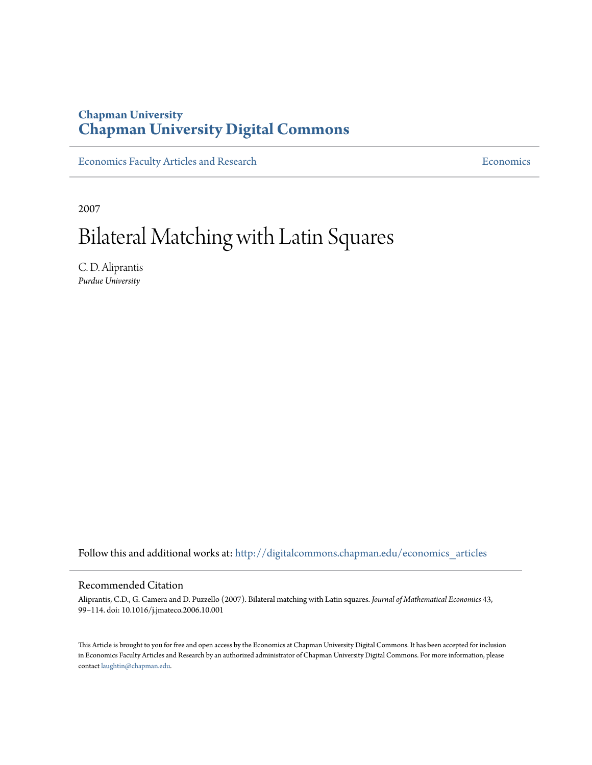Chapman University
**Chapman University Digital Commons**

Economics Faculty Articles and Research | Economics

2007

# Bilateral Matching with Latin Squares

C. D. Aliprantis
*Purdue University*

Follow this and additional works at: http://digitalcommons.chapman.edu/economics_articles

## Recommended Citation

Aliprantis, C.D., G. Camera and D. Puzzello (2007). Bilateral matching with Latin squares. *Journal of Mathematical Economics* 43, 99–114. doi: 10.1016/j.jmateco.2006.10.001

This Article is brought to you for free and open access by the Economics at Chapman University Digital Commons. It has been accepted for inclusion in Economics Faculty Articles and Research by an authorized administrator of Chapman University Digital Commons. For more information, please contact laughtin@chapman.edu.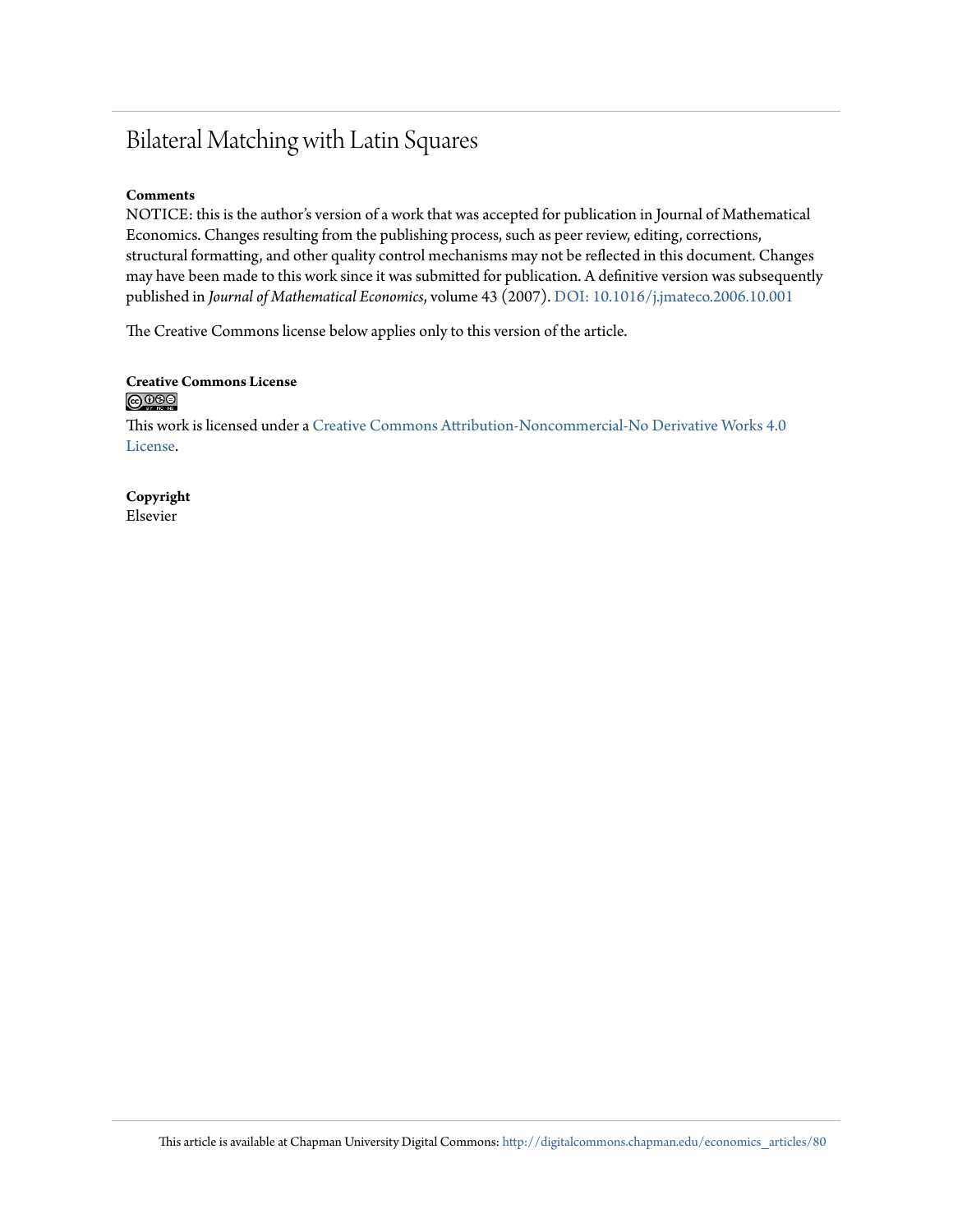# Bilateral Matching with Latin Squares

**Comments**

NOTICE: this is the author's version of a work that was accepted for publication in Journal of Mathematical Economics. Changes resulting from the publishing process, such as peer review, editing, corrections, structural formatting, and other quality control mechanisms may not be reflected in this document. Changes may have been made to this work since it was submitted for publication. A definitive version was subsequently published in *Journal of Mathematical Economics*, volume 43 (2007). DOI: 10.1016/j.jmateco.2006.10.001

The Creative Commons license below applies only to this version of the article.

**Creative Commons License**

This work is licensed under a Creative Commons Attribution-Noncommercial-No Derivative Works 4.0 License.

**Copyright**

Elsevier

This article is available at Chapman University Digital Commons: http://digitalcommons.chapman.edu/economics_articles/80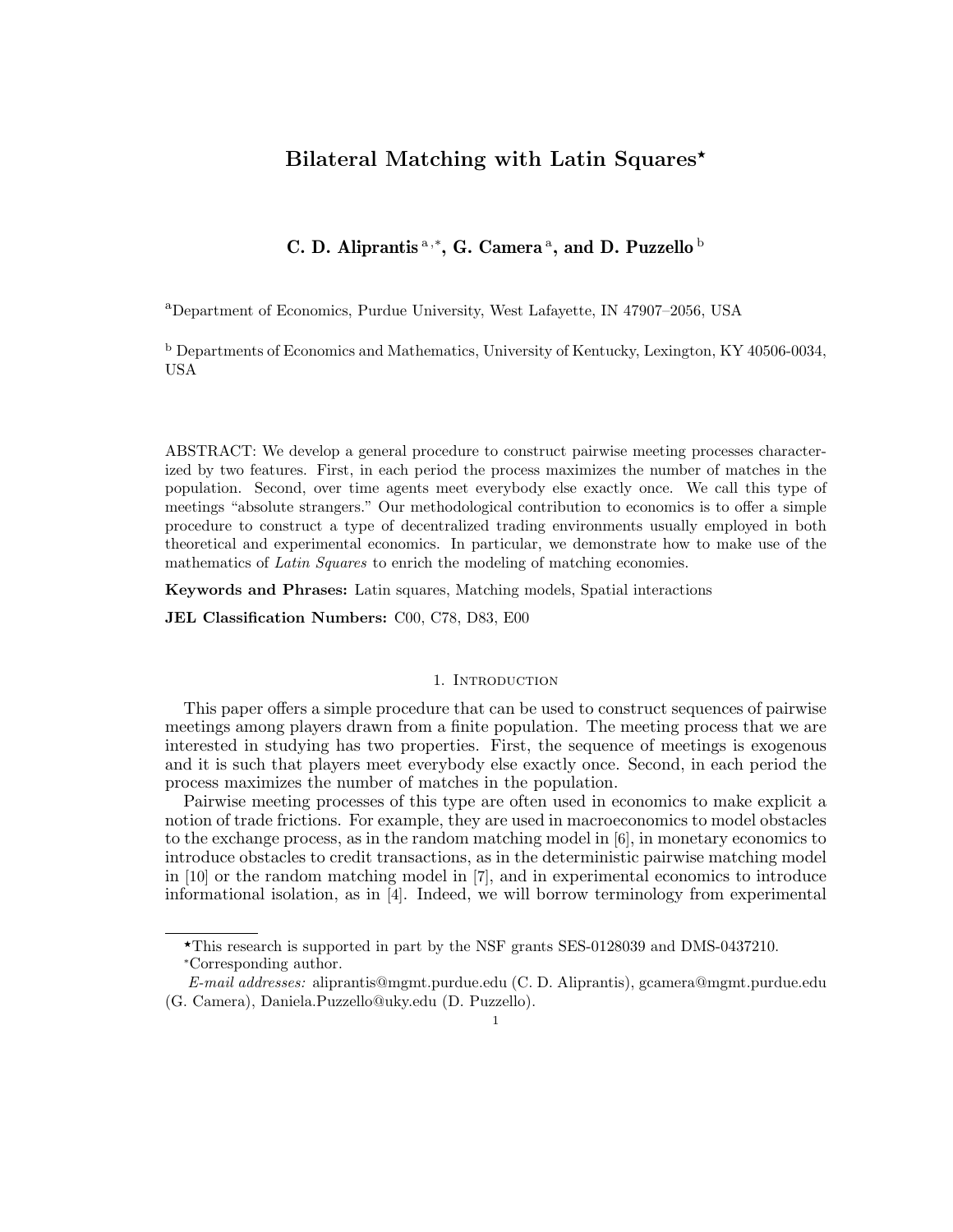# Bilateral Matching with Latin Squares[⋆]

**C. D. Aliprantis [a,∗], G. Camera [a], and D. Puzzello [b]**

[a]Department of Economics, Purdue University, West Lafayette, IN 47907–2056, USA

[b] Departments of Economics and Mathematics, University of Kentucky, Lexington, KY 40506-0034, USA

ABSTRACT: We develop a general procedure to construct pairwise meeting processes characterized by two features. First, in each period the process maximizes the number of matches in the population. Second, over time agents meet everybody else exactly once. We call this type of meetings "absolute strangers." Our methodological contribution to economics is to offer a simple procedure to construct a type of decentralized trading environments usually employed in both theoretical and experimental economics. In particular, we demonstrate how to make use of the mathematics of *Latin Squares* to enrich the modeling of matching economies.

**Keywords and Phrases:** Latin squares, Matching models, Spatial interactions

**JEL Classification Numbers:** C00, C78, D83, E00

## 1. Introduction

This paper offers a simple procedure that can be used to construct sequences of pairwise meetings among players drawn from a finite population. The meeting process that we are interested in studying has two properties. First, the sequence of meetings is exogenous and it is such that players meet everybody else exactly once. Second, in each period the process maximizes the number of matches in the population.

Pairwise meeting processes of this type are often used in economics to make explicit a notion of trade frictions. For example, they are used in macroeconomics to model obstacles to the exchange process, as in the random matching model in [6], in monetary economics to introduce obstacles to credit transactions, as in the deterministic pairwise matching model in [10] or the random matching model in [7], and in experimental economics to introduce informational isolation, as in [4]. Indeed, we will borrow terminology from experimental

---

⋆This research is supported in part by the NSF grants SES-0128039 and DMS-0437210.

∗Corresponding author.

*E-mail addresses:* aliprantis@mgmt.purdue.edu (C. D. Aliprantis), gcamera@mgmt.purdue.edu (G. Camera), Daniela.Puzzello@uky.edu (D. Puzzello).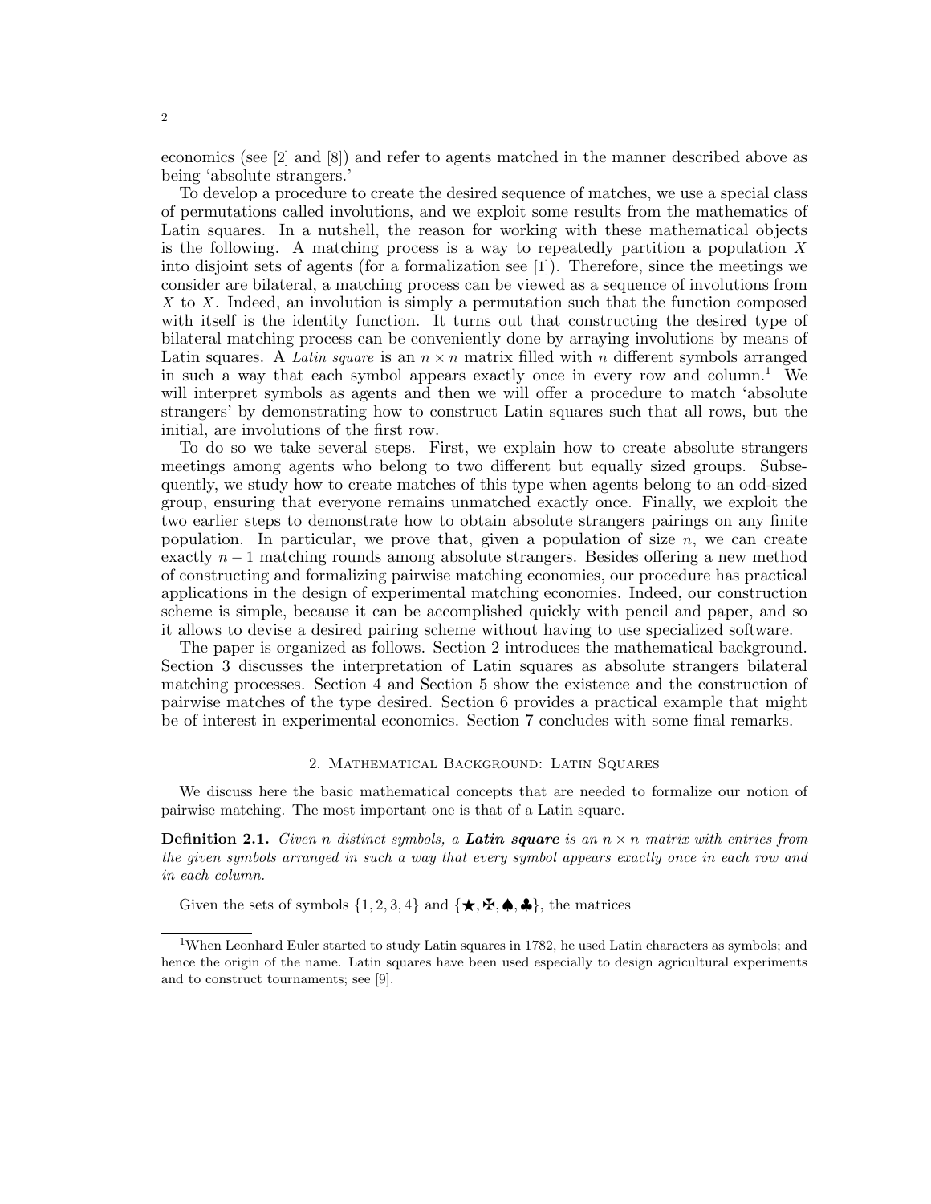economics (see [2] and [8]) and refer to agents matched in the manner described above as being 'absolute strangers.'

To develop a procedure to create the desired sequence of matches, we use a special class of permutations called involutions, and we exploit some results from the mathematics of Latin squares. In a nutshell, the reason for working with these mathematical objects is the following. A matching process is a way to repeatedly partition a population $X$ into disjoint sets of agents (for a formalization see [1]). Therefore, since the meetings we consider are bilateral, a matching process can be viewed as a sequence of involutions from $X$ to $X$. Indeed, an involution is simply a permutation such that the function composed with itself is the identity function. It turns out that constructing the desired type of bilateral matching process can be conveniently done by arraying involutions by means of Latin squares. A *Latin square* is an $n \times n$ matrix filled with $n$ different symbols arranged in such a way that each symbol appears exactly once in every row and column.[1] We will interpret symbols as agents and then we will offer a procedure to match 'absolute strangers' by demonstrating how to construct Latin squares such that all rows, but the initial, are involutions of the first row.

To do so we take several steps. First, we explain how to create absolute strangers meetings among agents who belong to two different but equally sized groups. Subsequently, we study how to create matches of this type when agents belong to an odd-sized group, ensuring that everyone remains unmatched exactly once. Finally, we exploit the two earlier steps to demonstrate how to obtain absolute strangers pairings on any finite population. In particular, we prove that, given a population of size $n$, we can create exactly $n-1$ matching rounds among absolute strangers. Besides offering a new method of constructing and formalizing pairwise matching economies, our procedure has practical applications in the design of experimental matching economies. Indeed, our construction scheme is simple, because it can be accomplished quickly with pencil and paper, and so it allows to devise a desired pairing scheme without having to use specialized software.

The paper is organized as follows. Section 2 introduces the mathematical background. Section 3 discusses the interpretation of Latin squares as absolute strangers bilateral matching processes. Section 4 and Section 5 show the existence and the construction of pairwise matches of the type desired. Section 6 provides a practical example that might be of interest in experimental economics. Section 7 concludes with some final remarks.

## 2. Mathematical Background: Latin Squares

We discuss here the basic mathematical concepts that are needed to formalize our notion of pairwise matching. The most important one is that of a Latin square.

**Definition 2.1.** *Given $n$ distinct symbols, a **Latin square** is an $n \times n$ matrix with entries from the given symbols arranged in such a way that every symbol appears exactly once in each row and in each column.*

Given the sets of symbols $\{1, 2, 3, 4\}$ and $\{\bigstar, ✠, \spadesuit, \clubsuit\}$, the matrices

[1] When Leonhard Euler started to study Latin squares in 1782, he used Latin characters as symbols; and hence the origin of the name. Latin squares have been used especially to design agricultural experiments and to construct tournaments; see [9].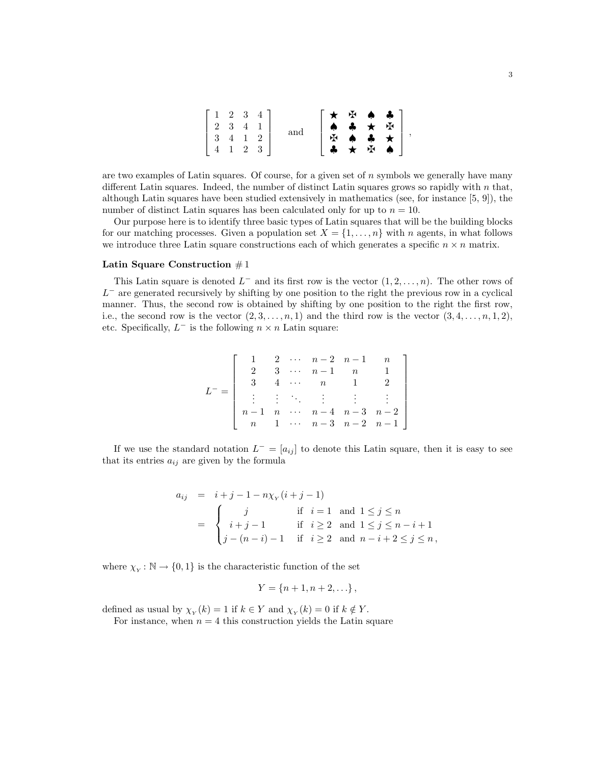$$
\begin{bmatrix} 1 & 2 & 3 & 4 \\ 2 & 3 & 4 & 1 \\ 3 & 4 & 1 & 2 \\ 4 & 1 & 2 & 3 \end{bmatrix} \quad \text{and} \quad \begin{bmatrix} \bigstar & \maltese & \spadesuit & \clubsuit \\ \spadesuit & \clubsuit & \bigstar & \maltese \\ \maltese & \spadesuit & \clubsuit & \bigstar \\ \clubsuit & \bigstar & \maltese & \spadesuit \end{bmatrix},
$$

are two examples of Latin squares. Of course, for a given set of $n$ symbols we generally have many different Latin squares. Indeed, the number of distinct Latin squares grows so rapidly with $n$ that, although Latin squares have been studied extensively in mathematics (see, for instance [5, 9]), the number of distinct Latin squares has been calculated only for up to $n = 10$.

Our purpose here is to identify three basic types of Latin squares that will be the building blocks for our matching processes. Given a population set $X = \{1, \ldots, n\}$ with $n$ agents, in what follows we introduce three Latin square constructions each of which generates a specific $n \times n$ matrix.

**Latin Square Construction # 1**

This Latin square is denoted $L^-$ and its first row is the vector $(1, 2, \ldots, n)$. The other rows of $L^-$ are generated recursively by shifting by one position to the right the previous row in a cyclical manner. Thus, the second row is obtained by shifting by one position to the right the first row, i.e., the second row is the vector $(2, 3, \ldots, n, 1)$ and the third row is the vector $(3, 4, \ldots, n, 1, 2)$, etc. Specifically, $L^-$ is the following $n \times n$ Latin square:

$$
L^- = \begin{bmatrix} 1 & 2 & \cdots & n-2 & n-1 & n \\ 2 & 3 & \cdots & n-1 & n & 1 \\ 3 & 4 & \cdots & n & 1 & 2 \\ \vdots & \vdots & \ddots & \vdots & \vdots & \vdots \\ n-1 & n & \cdots & n-4 & n-3 & n-2 \\ n & 1 & \cdots & n-3 & n-2 & n-1 \end{bmatrix}
$$

If we use the standard notation $L^- = [a_{ij}]$ to denote this Latin square, then it is easy to see that its entries $a_{ij}$ are given by the formula

$$
\begin{aligned}
a_{ij} &= i + j - 1 - n\chi_{_Y}(i + j - 1) \\
&= \begin{cases} j & \text{if } \ i = 1 \ \text{ and } \ 1 \leq j \leq n \\ i + j - 1 & \text{if } \ i \geq 2 \ \text{ and } \ 1 \leq j \leq n - i + 1 \\ j - (n - i) - 1 & \text{if } \ i \geq 2 \ \text{ and } \ n - i + 2 \leq j \leq n\,, \end{cases}
\end{aligned}
$$

where $\chi_{_Y} : \mathbb{N} \to \{0, 1\}$ is the characteristic function of the set

$$
Y = \{n + 1, n + 2, \ldots\}\,,
$$

defined as usual by $\chi_{_Y}(k) = 1$ if $k \in Y$ and $\chi_{_Y}(k) = 0$ if $k \notin Y$.

For instance, when $n = 4$ this construction yields the Latin square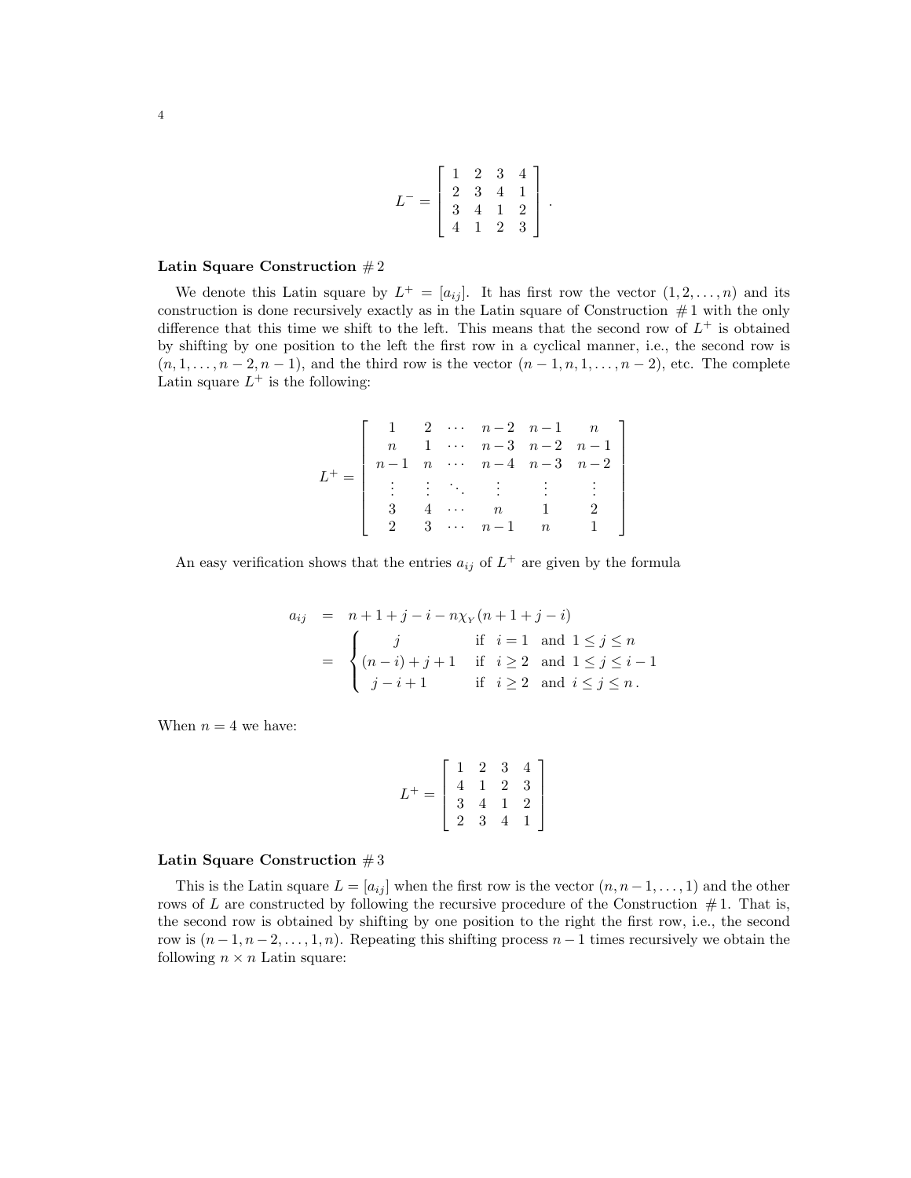$$
L^- = \begin{bmatrix} 1 & 2 & 3 & 4 \\ 2 & 3 & 4 & 1 \\ 3 & 4 & 1 & 2 \\ 4 & 1 & 2 & 3 \end{bmatrix}.
$$

**Latin Square Construction # 2**

We denote this Latin square by $L^+ = [a_{ij}]$. It has first row the vector $(1, 2, \ldots, n)$ and its construction is done recursively exactly as in the Latin square of Construction # 1 with the only difference that this time we shift to the left. This means that the second row of $L^+$ is obtained by shifting by one position to the left the first row in a cyclical manner, i.e., the second row is $(n, 1, \ldots, n-2, n-1)$, and the third row is the vector $(n-1, n, 1, \ldots, n-2)$, etc. The complete Latin square $L^+$ is the following:

$$
L^+ = \begin{bmatrix} 1 & 2 & \cdots & n-2 & n-1 & n \\ n & 1 & \cdots & n-3 & n-2 & n-1 \\ n-1 & n & \cdots & n-4 & n-3 & n-2 \\ \vdots & \vdots & \ddots & \vdots & \vdots & \vdots \\ 3 & 4 & \cdots & n & 1 & 2 \\ 2 & 3 & \cdots & n-1 & n & 1 \end{bmatrix}
$$

An easy verification shows that the entries $a_{ij}$ of $L^+$ are given by the formula

$$
\begin{aligned}
a_{ij} &= n + 1 + j - i - n\chi_{Y}(n + 1 + j - i) \\
&= \begin{cases} j & \text{if } \ i = 1 \ \text{ and } \ 1 \le j \le n \\ (n-i) + j + 1 & \text{if } \ i \ge 2 \ \text{ and } \ 1 \le j \le i - 1 \\ j - i + 1 & \text{if } \ i \ge 2 \ \text{ and } \ i \le j \le n\,. \end{cases}
\end{aligned}
$$

When $n = 4$ we have:

$$
L^+ = \begin{bmatrix} 1 & 2 & 3 & 4 \\ 4 & 1 & 2 & 3 \\ 3 & 4 & 1 & 2 \\ 2 & 3 & 4 & 1 \end{bmatrix}
$$

**Latin Square Construction # 3**

This is the Latin square $L = [a_{ij}]$ when the first row is the vector $(n, n-1, \ldots, 1)$ and the other rows of $L$ are constructed by following the recursive procedure of the Construction # 1. That is, the second row is obtained by shifting by one position to the right the first row, i.e., the second row is $(n-1, n-2, \ldots, 1, n)$. Repeating this shifting process $n-1$ times recursively we obtain the following $n \times n$ Latin square: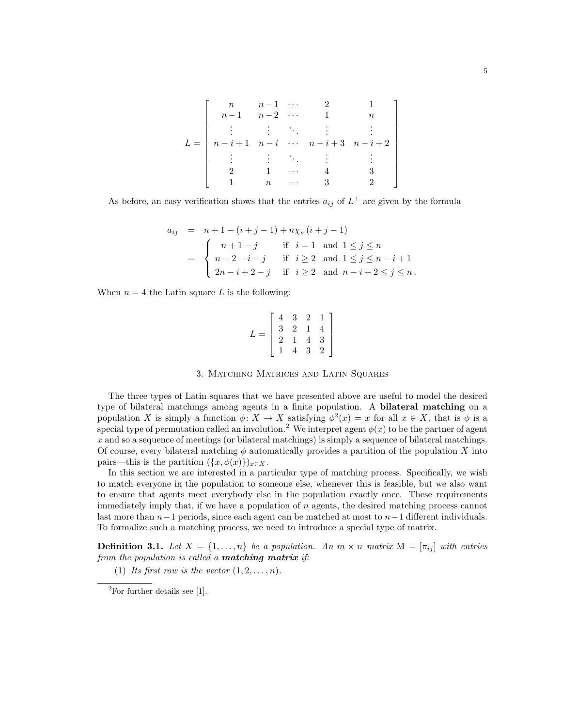$$L = \begin{bmatrix} n & n-1 & \cdots & 2 & 1 \\ n-1 & n-2 & \cdots & 1 & n \\ \vdots & \vdots & \ddots & \vdots & \vdots \\ n-i+1 & n-i & \cdots & n-i+3 & n-i+2 \\ \vdots & \vdots & \ddots & \vdots & \vdots \\ 2 & 1 & \cdots & 4 & 3 \\ 1 & n & \cdots & 3 & 2 \end{bmatrix}$$

As before, an easy verification shows that the entries $a_{ij}$ of $L^+$ are given by the formula

$$\begin{aligned} a_{ij} &= n+1-(i+j-1)+n\chi_{Y}(i+j-1) \\ &= \begin{cases} n+1-j & \text{if } i=1 \text{ and } 1 \le j \le n \\ n+2-i-j & \text{if } i \ge 2 \text{ and } 1 \le j \le n-i+1 \\ 2n-i+2-j & \text{if } i \ge 2 \text{ and } n-i+2 \le j \le n\,. \end{cases} \end{aligned}$$

When $n = 4$ the Latin square $L$ is the following:

$$L = \begin{bmatrix} 4 & 3 & 2 & 1 \\ 3 & 2 & 1 & 4 \\ 2 & 1 & 4 & 3 \\ 1 & 4 & 3 & 2 \end{bmatrix}$$

## 3. Matching Matrices and Latin Squares

The three types of Latin squares that we have presented above are useful to model the desired type of bilateral matchings among agents in a finite population. A **bilateral matching** on a population $X$ is simply a function $\phi\colon X \to X$ satisfying $\phi^2(x) = x$ for all $x \in X$, that is $\phi$ is a special type of permutation called an involution.[2] We interpret agent $\phi(x)$ to be the partner of agent $x$ and so a sequence of meetings (or bilateral matchings) is simply a sequence of bilateral matchings. Of course, every bilateral matching $\phi$ automatically provides a partition of the population $X$ into pairs—this is the partition $(\{x, \phi(x)\})_{x \in X}$.

In this section we are interested in a particular type of matching process. Specifically, we wish to match everyone in the population to someone else, whenever this is feasible, but we also want to ensure that agents meet everybody else in the population exactly once. These requirements immediately imply that, if we have a population of $n$ agents, the desired matching process cannot last more than $n-1$ periods, since each agent can be matched at most to $n-1$ different individuals. To formalize such a matching process, we need to introduce a special type of matrix.

**Definition 3.1.** *Let $X = \{1, \ldots, n\}$ be a population. An $m \times n$ matrix $\mathrm{M} = [\pi_{ij}]$ with entries from the population is called a* ***matching matrix*** *if:*

(1) *Its first row is the vector $(1, 2, \ldots, n)$.*

---

[2] For further details see [1].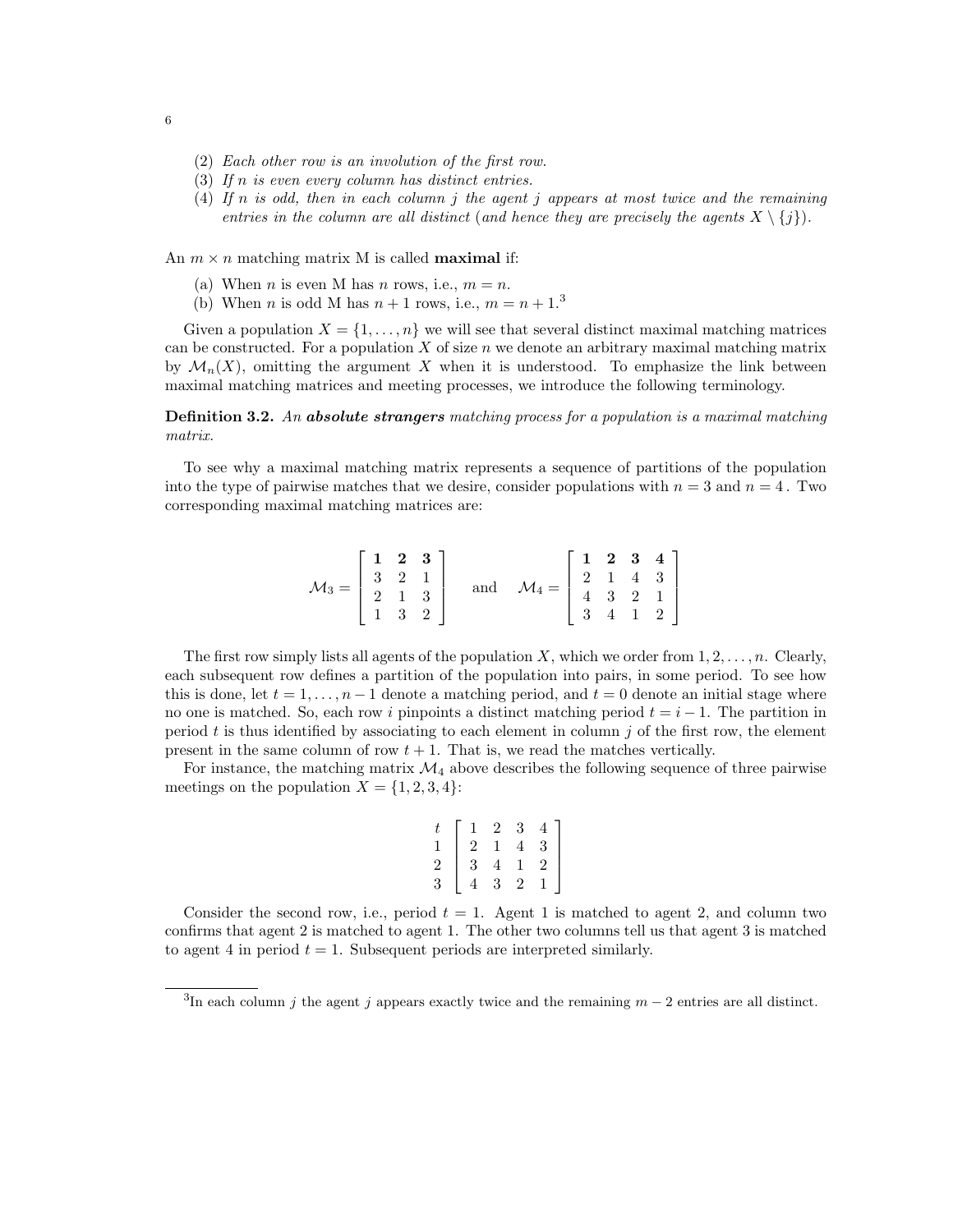(2) *Each other row is an involution of the first row.*
(3) *If $n$ is even every column has distinct entries.*
(4) *If $n$ is odd, then in each column $j$ the agent $j$ appears at most twice and the remaining entries in the column are all distinct (and hence they are precisely the agents $X \setminus \{j\}$).*

An $m \times n$ matching matrix M is called **maximal** if:

(a) When $n$ is even M has $n$ rows, i.e., $m = n$.
(b) When $n$ is odd M has $n+1$ rows, i.e., $m = n + 1$.[3]

Given a population $X = \{1, \ldots, n\}$ we will see that several distinct maximal matching matrices can be constructed. For a population $X$ of size $n$ we denote an arbitrary maximal matching matrix by $\mathcal{M}_n(X)$, omitting the argument $X$ when it is understood. To emphasize the link between maximal matching matrices and meeting processes, we introduce the following terminology.

**Definition 3.2.** *An* ***absolute strangers*** *matching process for a population is a maximal matching matrix.*

To see why a maximal matching matrix represents a sequence of partitions of the population into the type of pairwise matches that we desire, consider populations with $n = 3$ and $n = 4$. Two corresponding maximal matching matrices are:

$$\mathcal{M}_3 = \begin{bmatrix} \mathbf{1} & \mathbf{2} & \mathbf{3} \\ 3 & 2 & 1 \\ 2 & 1 & 3 \\ 1 & 3 & 2 \end{bmatrix} \quad \text{and} \quad \mathcal{M}_4 = \begin{bmatrix} \mathbf{1} & \mathbf{2} & \mathbf{3} & \mathbf{4} \\ 2 & 1 & 4 & 3 \\ 4 & 3 & 2 & 1 \\ 3 & 4 & 1 & 2 \end{bmatrix}$$

The first row simply lists all agents of the population $X$, which we order from $1, 2, \ldots, n$. Clearly, each subsequent row defines a partition of the population into pairs, in some period. To see how this is done, let $t = 1, \ldots, n-1$ denote a matching period, and $t = 0$ denote an initial stage where no one is matched. So, each row $i$ pinpoints a distinct matching period $t = i - 1$. The partition in period $t$ is thus identified by associating to each element in column $j$ of the first row, the element present in the same column of row $t + 1$. That is, we read the matches vertically.

For instance, the matching matrix $\mathcal{M}_4$ above describes the following sequence of three pairwise meetings on the population $X = \{1, 2, 3, 4\}$:

$$\begin{matrix} t \\ 1 \\ 2 \\ 3 \end{matrix} \begin{bmatrix} 1 & 2 & 3 & 4 \\ 2 & 1 & 4 & 3 \\ 3 & 4 & 1 & 2 \\ 4 & 3 & 2 & 1 \end{bmatrix}$$

Consider the second row, i.e., period $t = 1$. Agent 1 is matched to agent 2, and column two confirms that agent 2 is matched to agent 1. The other two columns tell us that agent 3 is matched to agent 4 in period $t = 1$. Subsequent periods are interpreted similarly.

[3] In each column $j$ the agent $j$ appears exactly twice and the remaining $m - 2$ entries are all distinct.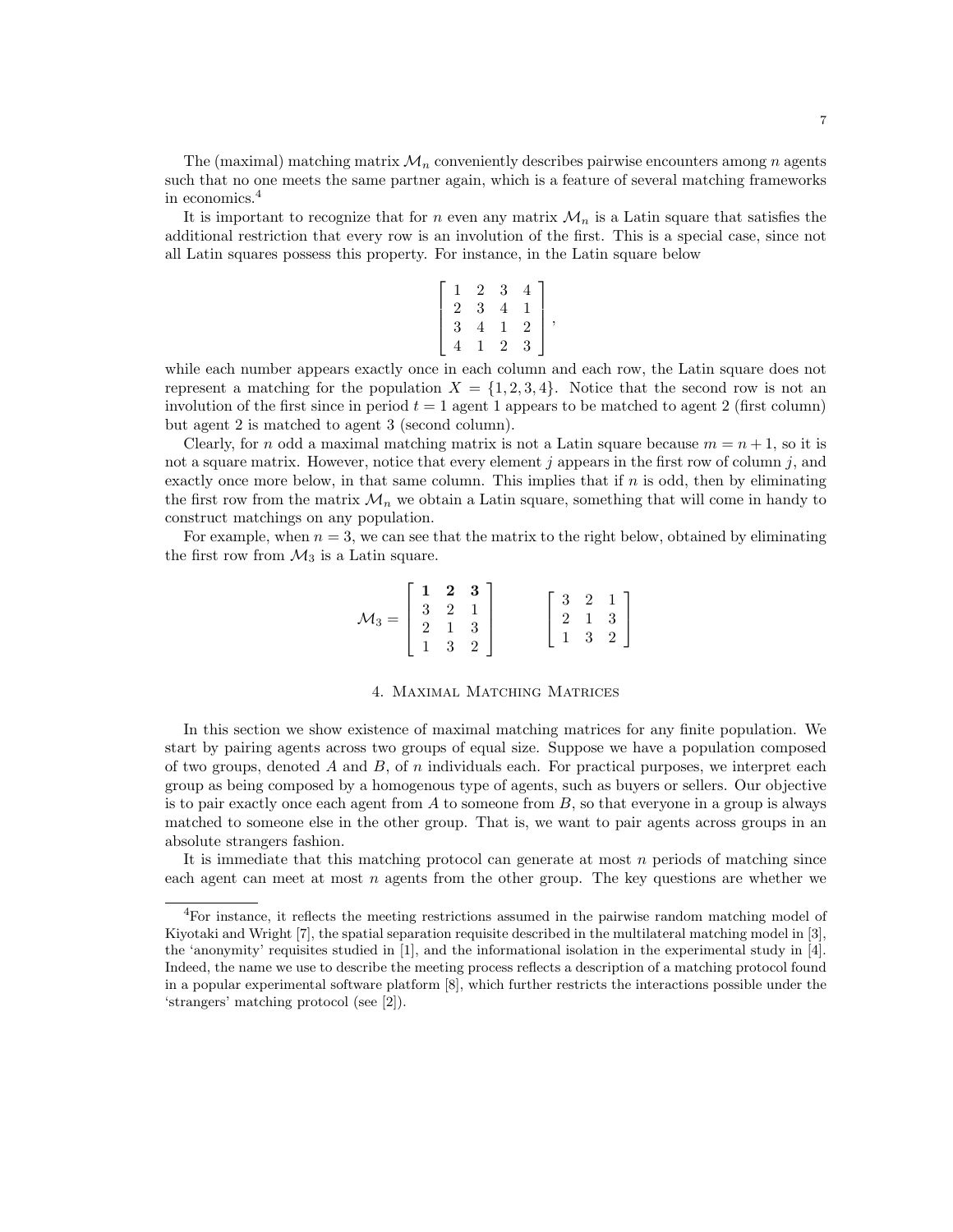The (maximal) matching matrix $\mathcal{M}_n$ conveniently describes pairwise encounters among $n$ agents such that no one meets the same partner again, which is a feature of several matching frameworks in economics.[4]

It is important to recognize that for $n$ even any matrix $\mathcal{M}_n$ is a Latin square that satisfies the additional restriction that every row is an involution of the first. This is a special case, since not all Latin squares possess this property. For instance, in the Latin square below

$$\begin{bmatrix} 1 & 2 & 3 & 4 \\ 2 & 3 & 4 & 1 \\ 3 & 4 & 1 & 2 \\ 4 & 1 & 2 & 3 \end{bmatrix},$$

while each number appears exactly once in each column and each row, the Latin square does not represent a matching for the population $X = \{1, 2, 3, 4\}$. Notice that the second row is not an involution of the first since in period $t = 1$ agent 1 appears to be matched to agent 2 (first column) but agent 2 is matched to agent 3 (second column).

Clearly, for $n$ odd a maximal matching matrix is not a Latin square because $m = n + 1$, so it is not a square matrix. However, notice that every element $j$ appears in the first row of column $j$, and exactly once more below, in that same column. This implies that if $n$ is odd, then by eliminating the first row from the matrix $\mathcal{M}_n$ we obtain a Latin square, something that will come in handy to construct matchings on any population.

For example, when $n = 3$, we can see that the matrix to the right below, obtained by eliminating the first row from $\mathcal{M}_3$ is a Latin square.

$$\mathcal{M}_3 = \begin{bmatrix} \mathbf{1} & \mathbf{2} & \mathbf{3} \\ 3 & 2 & 1 \\ 2 & 1 & 3 \\ 1 & 3 & 2 \end{bmatrix} \qquad \begin{bmatrix} 3 & 2 & 1 \\ 2 & 1 & 3 \\ 1 & 3 & 2 \end{bmatrix}$$

## 4. Maximal Matching Matrices

In this section we show existence of maximal matching matrices for any finite population. We start by pairing agents across two groups of equal size. Suppose we have a population composed of two groups, denoted $A$ and $B$, of $n$ individuals each. For practical purposes, we interpret each group as being composed by a homogenous type of agents, such as buyers or sellers. Our objective is to pair exactly once each agent from $A$ to someone from $B$, so that everyone in a group is always matched to someone else in the other group. That is, we want to pair agents across groups in an absolute strangers fashion.

It is immediate that this matching protocol can generate at most $n$ periods of matching since each agent can meet at most $n$ agents from the other group. The key questions are whether we

---

[4]For instance, it reflects the meeting restrictions assumed in the pairwise random matching model of Kiyotaki and Wright [7], the spatial separation requisite described in the multilateral matching model in [3], the 'anonymity' requisites studied in [1], and the informational isolation in the experimental study in [4]. Indeed, the name we use to describe the meeting process reflects a description of a matching protocol found in a popular experimental software platform [8], which further restricts the interactions possible under the 'strangers' matching protocol (see [2]).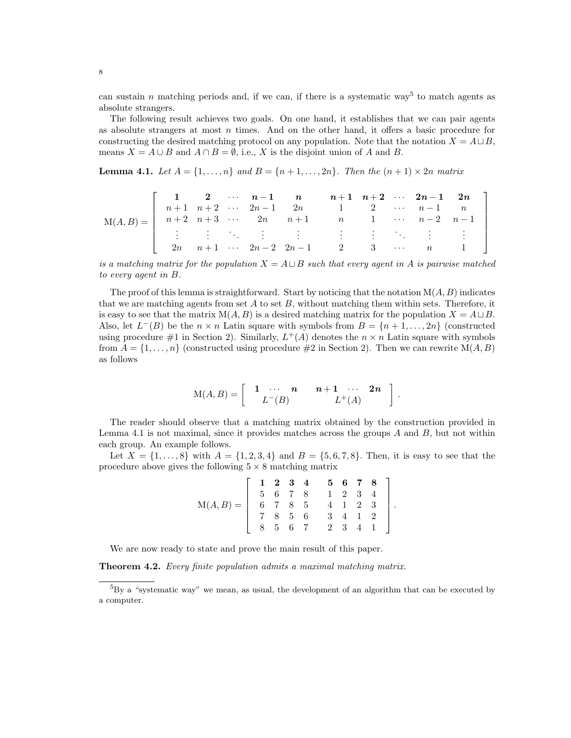can sustain $n$ matching periods and, if we can, if there is a systematic way[5] to match agents as absolute strangers.

The following result achieves two goals. On one hand, it establishes that we can pair agents as absolute strangers at most $n$ times. And on the other hand, it offers a basic procedure for constructing the desired matching protocol on any population. Note that the notation $X = A \sqcup B$, means $X = A \cup B$ and $A \cap B = \emptyset$, i.e., $X$ is the disjoint union of $A$ and $B$.

**Lemma 4.1.** *Let $A = \{1, \ldots, n\}$ and $B = \{n+1, \ldots, 2n\}$. Then the $(n+1) \times 2n$ matrix*

$$\mathrm{M}(A,B) = \left[\begin{array}{ccccc ccccc} \boldsymbol{1} & \boldsymbol{2} & \cdots & \boldsymbol{n-1} & \boldsymbol{n} & \boldsymbol{n+1} & \boldsymbol{n+2} & \cdots & \boldsymbol{2n-1} & \boldsymbol{2n} \\ n+1 & n+2 & \cdots & 2n-1 & 2n & 1 & 2 & \cdots & n-1 & n \\ n+2 & n+3 & \cdots & 2n & n+1 & n & 1 & \cdots & n-2 & n-1 \\ \vdots & \vdots & \ddots & \vdots & \vdots & \vdots & \vdots & \ddots & \vdots & \vdots \\ 2n & n+1 & \cdots & 2n-2 & 2n-1 & 2 & 3 & \cdots & n & 1 \end{array}\right]$$

*is a matching matrix for the population $X = A \sqcup B$ such that every agent in $A$ is pairwise matched to every agent in $B$.*

The proof of this lemma is straightforward. Start by noticing that the notation $\mathrm{M}(A,B)$ indicates that we are matching agents from set $A$ to set $B$, without matching them within sets. Therefore, it is easy to see that the matrix $\mathrm{M}(A,B)$ is a desired matching matrix for the population $X = A \sqcup B$. Also, let $L^{-}(B)$ be the $n \times n$ Latin square with symbols from $B = \{n+1, \ldots, 2n\}$ (constructed using procedure #1 in Section 2). Similarly, $L^{+}(A)$ denotes the $n \times n$ Latin square with symbols from $A = \{1, \ldots, n\}$ (constructed using procedure #2 in Section 2). Then we can rewrite $\mathrm{M}(A,B)$ as follows

$$\mathrm{M}(A,B) = \left[\begin{array}{cc} \boldsymbol{1} \ \cdots \ \boldsymbol{n} & \boldsymbol{n+1} \ \cdots \ \boldsymbol{2n} \\ L^{-}(B) & L^{+}(A) \end{array}\right].$$

The reader should observe that a matching matrix obtained by the construction provided in Lemma 4.1 is not maximal, since it provides matches across the groups $A$ and $B$, but not within each group. An example follows.

Let $X = \{1, \ldots, 8\}$ with $A = \{1, 2, 3, 4\}$ and $B = \{5, 6, 7, 8\}$. Then, it is easy to see that the procedure above gives the following $5 \times 8$ matching matrix

$$\mathrm{M}(A,B) = \left[\begin{array}{cccc cccc} \boldsymbol{1} & \boldsymbol{2} & \boldsymbol{3} & \boldsymbol{4} & \boldsymbol{5} & \boldsymbol{6} & \boldsymbol{7} & \boldsymbol{8} \\ 5 & 6 & 7 & 8 & 1 & 2 & 3 & 4 \\ 6 & 7 & 8 & 5 & 4 & 1 & 2 & 3 \\ 7 & 8 & 5 & 6 & 3 & 4 & 1 & 2 \\ 8 & 5 & 6 & 7 & 2 & 3 & 4 & 1 \end{array}\right].$$

We are now ready to state and prove the main result of this paper.

**Theorem 4.2.** *Every finite population admits a maximal matching matrix.*

[5] By a "systematic way" we mean, as usual, the development of an algorithm that can be executed by a computer.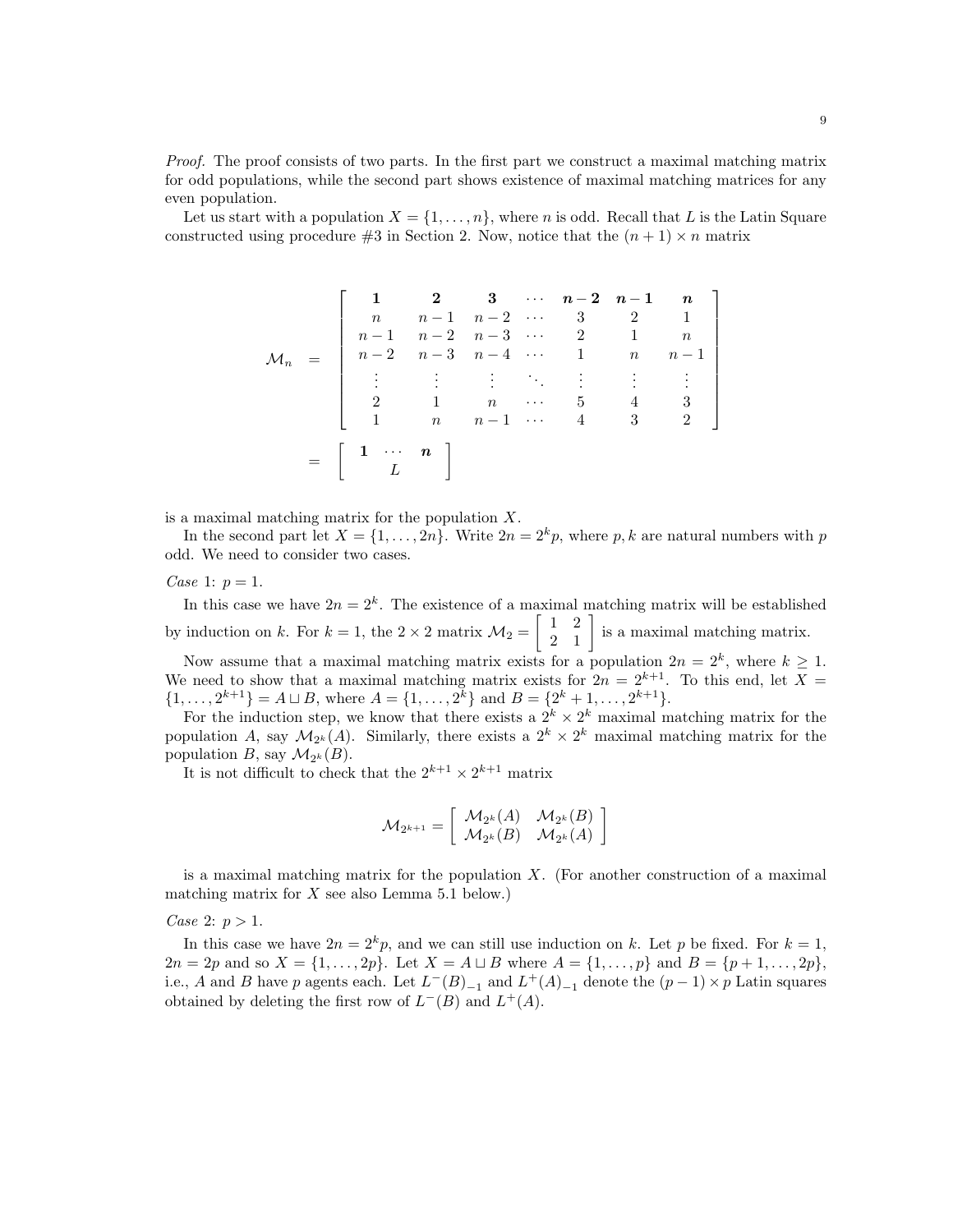*Proof.* The proof consists of two parts. In the first part we construct a maximal matching matrix for odd populations, while the second part shows existence of maximal matching matrices for any even population.

Let us start with a population $X = \{1, \ldots, n\}$, where $n$ is odd. Recall that $L$ is the Latin Square constructed using procedure #3 in Section 2. Now, notice that the $(n+1) \times n$ matrix

$$
\begin{aligned}
\mathcal{M}_n \quad &= \quad \begin{bmatrix}
\mathbf{1} & \mathbf{2} & \mathbf{3} & \cdots & \boldsymbol{n-2} & \boldsymbol{n-1} & \boldsymbol{n} \\
n & n-1 & n-2 & \cdots & 3 & 2 & 1 \\
n-1 & n-2 & n-3 & \cdots & 2 & 1 & n \\
n-2 & n-3 & n-4 & \cdots & 1 & n & n-1 \\
\vdots & \vdots & \vdots & \ddots & \vdots & \vdots & \vdots \\
2 & 1 & n & \cdots & 5 & 4 & 3 \\
1 & n & n-1 & \cdots & 4 & 3 & 2
\end{bmatrix} \\
&= \quad \begin{bmatrix}
\mathbf{1} \quad \cdots \quad \boldsymbol{n} \\
L
\end{bmatrix}
\end{aligned}
$$

is a maximal matching matrix for the population $X$.

In the second part let $X = \{1, \ldots, 2n\}$. Write $2n = 2^k p$, where $p, k$ are natural numbers with $p$ odd. We need to consider two cases.

*Case* 1: $p = 1$.

In this case we have $2n = 2^k$. The existence of a maximal matching matrix will be established by induction on $k$. For $k = 1$, the $2 \times 2$ matrix $\mathcal{M}_2 = \begin{bmatrix} 1 & 2 \\ 2 & 1 \end{bmatrix}$ is a maximal matching matrix.

Now assume that a maximal matching matrix exists for a population $2n = 2^k$, where $k \geq 1$. We need to show that a maximal matching matrix exists for $2n = 2^{k+1}$. To this end, let $X = \{1, \ldots, 2^{k+1}\} = A \sqcup B$, where $A = \{1, \ldots, 2^k\}$ and $B = \{2^k + 1, \ldots, 2^{k+1}\}$.

For the induction step, we know that there exists a $2^k \times 2^k$ maximal matching matrix for the population $A$, say $\mathcal{M}_{2^k}(A)$. Similarly, there exists a $2^k \times 2^k$ maximal matching matrix for the population $B$, say $\mathcal{M}_{2^k}(B)$.

It is not difficult to check that the $2^{k+1} \times 2^{k+1}$ matrix

$$
\mathcal{M}_{2^{k+1}} = \begin{bmatrix} \mathcal{M}_{2^k}(A) & \mathcal{M}_{2^k}(B) \\ \mathcal{M}_{2^k}(B) & \mathcal{M}_{2^k}(A) \end{bmatrix}
$$

is a maximal matching matrix for the population $X$. (For another construction of a maximal matching matrix for $X$ see also Lemma 5.1 below.)

*Case* 2: $p > 1$.

In this case we have $2n = 2^k p$, and we can still use induction on $k$. Let $p$ be fixed. For $k = 1$, $2n = 2p$ and so $X = \{1, \ldots, 2p\}$. Let $X = A \sqcup B$ where $A = \{1, \ldots, p\}$ and $B = \{p+1, \ldots, 2p\}$, i.e., $A$ and $B$ have $p$ agents each. Let $L^-(B)_{-1}$ and $L^+(A)_{-1}$ denote the $(p-1) \times p$ Latin squares obtained by deleting the first row of $L^-(B)$ and $L^+(A)$.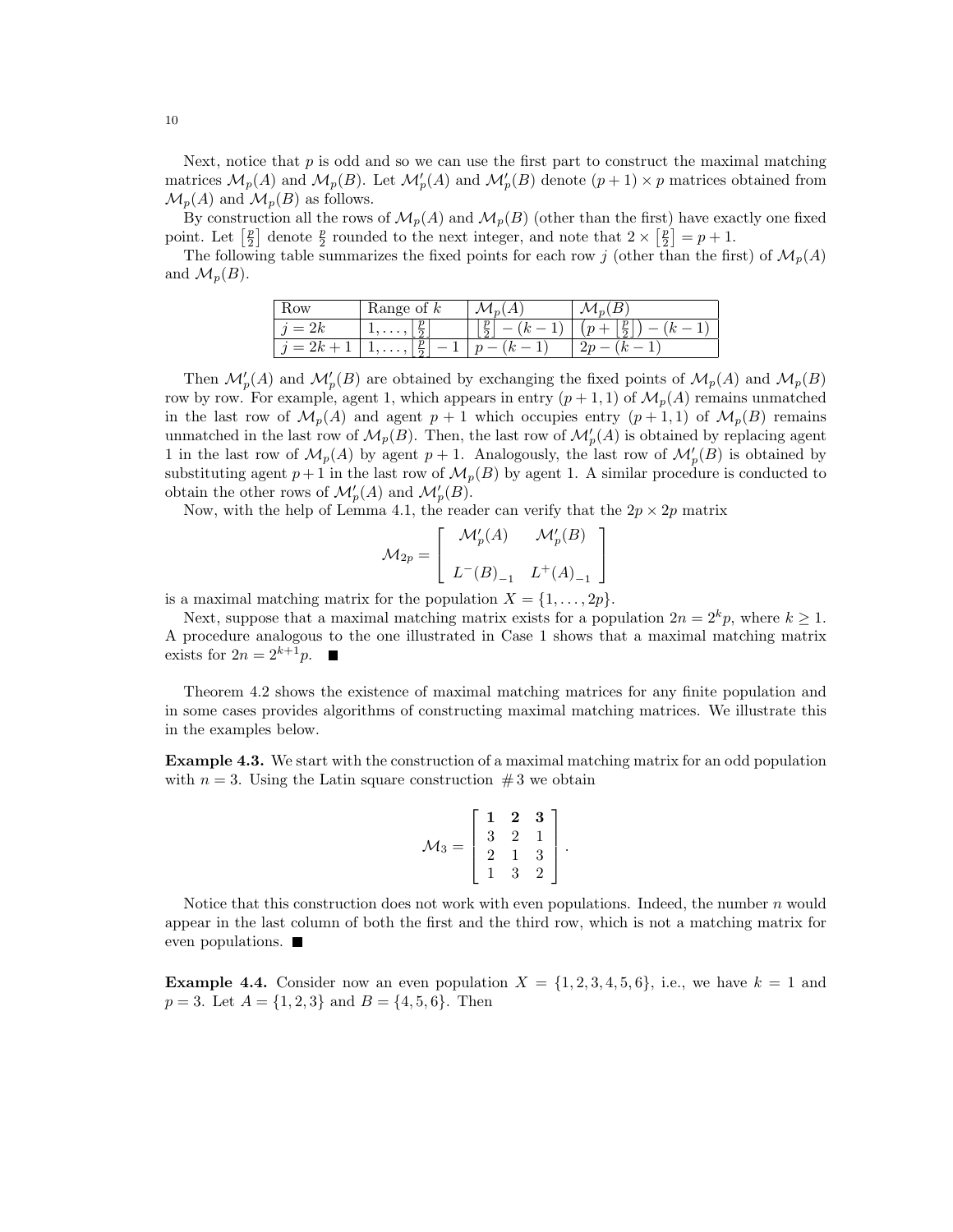Next, notice that $p$ is odd and so we can use the first part to construct the maximal matching matrices $\mathcal{M}_p(A)$ and $\mathcal{M}_p(B)$. Let $\mathcal{M}'_p(A)$ and $\mathcal{M}'_p(B)$ denote $(p+1)\times p$ matrices obtained from $\mathcal{M}_p(A)$ and $\mathcal{M}_p(B)$ as follows.

By construction all the rows of $\mathcal{M}_p(A)$ and $\mathcal{M}_p(B)$ (other than the first) have exactly one fixed point. Let $\left\lceil \frac{p}{2} \right\rceil$ denote $\frac{p}{2}$ rounded to the next integer, and note that $2 \times \left\lceil \frac{p}{2} \right\rceil = p+1$.

The following table summarizes the fixed points for each row $j$ (other than the first) of $\mathcal{M}_p(A)$ and $\mathcal{M}_p(B)$.

| Row | Range of $k$ | $\mathcal{M}_p(A)$ | $\mathcal{M}_p(B)$ |
|---|---|---|---|
| $j = 2k$ | $1, \ldots, \left\lceil \frac{p}{2} \right\rceil$ | $\left\lceil \frac{p}{2} \right\rceil - (k-1)$ | $\left(p + \left\lceil \frac{p}{2} \right\rceil\right) - (k-1)$ |
| $j = 2k+1$ | $1, \ldots, \left\lceil \frac{p}{2} \right\rceil - 1$ | $p - (k-1)$ | $2p - (k-1)$ |

Then $\mathcal{M}'_p(A)$ and $\mathcal{M}'_p(B)$ are obtained by exchanging the fixed points of $\mathcal{M}_p(A)$ and $\mathcal{M}_p(B)$ row by row. For example, agent 1, which appears in entry $(p+1, 1)$ of $\mathcal{M}_p(A)$ remains unmatched in the last row of $\mathcal{M}_p(A)$ and agent $p+1$ which occupies entry $(p+1, 1)$ of $\mathcal{M}_p(B)$ remains unmatched in the last row of $\mathcal{M}_p(B)$. Then, the last row of $\mathcal{M}'_p(A)$ is obtained by replacing agent 1 in the last row of $\mathcal{M}_p(A)$ by agent $p+1$. Analogously, the last row of $\mathcal{M}'_p(B)$ is obtained by substituting agent $p+1$ in the last row of $\mathcal{M}_p(B)$ by agent 1. A similar procedure is conducted to obtain the other rows of $\mathcal{M}'_p(A)$ and $\mathcal{M}'_p(B)$.

Now, with the help of Lemma 4.1, the reader can verify that the $2p \times 2p$ matrix

$$\mathcal{M}_{2p} = \begin{bmatrix} \mathcal{M}'_p(A) & \mathcal{M}'_p(B) \\ \\ L^-(B)_{-1} & L^+(A)_{-1} \end{bmatrix}$$

is a maximal matching matrix for the population $X = \{1, \ldots, 2p\}$.

Next, suppose that a maximal matching matrix exists for a population $2n = 2^k p$, where $k \geq 1$. A procedure analogous to the one illustrated in Case 1 shows that a maximal matching matrix exists for $2n = 2^{k+1}p$. ■

Theorem 4.2 shows the existence of maximal matching matrices for any finite population and in some cases provides algorithms of constructing maximal matching matrices. We illustrate this in the examples below.

**Example 4.3.** We start with the construction of a maximal matching matrix for an odd population with $n = 3$. Using the Latin square construction #3 we obtain

$$\mathcal{M}_3 = \begin{bmatrix} \mathbf{1} & \mathbf{2} & \mathbf{3} \\ 3 & 2 & 1 \\ 2 & 1 & 3 \\ 1 & 3 & 2 \end{bmatrix}.$$

Notice that this construction does not work with even populations. Indeed, the number $n$ would appear in the last column of both the first and the third row, which is not a matching matrix for even populations. ■

**Example 4.4.** Consider now an even population $X = \{1, 2, 3, 4, 5, 6\}$, i.e., we have $k = 1$ and $p = 3$. Let $A = \{1, 2, 3\}$ and $B = \{4, 5, 6\}$. Then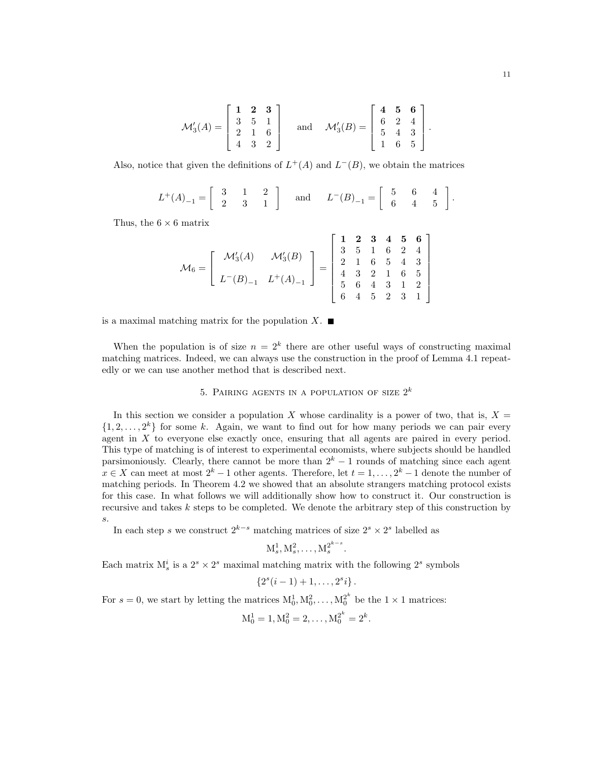$$\mathcal{M}'_3(A) = \begin{bmatrix} \mathbf{1} & \mathbf{2} & \mathbf{3} \\ 3 & 5 & 1 \\ 2 & 1 & 6 \\ 4 & 3 & 2 \end{bmatrix} \quad \text{and} \quad \mathcal{M}'_3(B) = \begin{bmatrix} \mathbf{4} & \mathbf{5} & \mathbf{6} \\ 6 & 2 & 4 \\ 5 & 4 & 3 \\ 1 & 6 & 5 \end{bmatrix}.$$

Also, notice that given the definitions of $L^+(A)$ and $L^-(B)$, we obtain the matrices

$$L^+(A)_{-1} = \begin{bmatrix} 3 & 1 & 2 \\ 2 & 3 & 1 \end{bmatrix} \quad \text{and} \quad L^-(B)_{-1} = \begin{bmatrix} 5 & 6 & 4 \\ 6 & 4 & 5 \end{bmatrix}.$$

Thus, the $6 \times 6$ matrix

$$\mathcal{M}_6 = \begin{bmatrix} \mathcal{M}'_3(A) & \mathcal{M}'_3(B) \\ \\ L^-(B)_{-1} & L^+(A)_{-1} \end{bmatrix} = \begin{bmatrix} \mathbf{1} & \mathbf{2} & \mathbf{3} & \mathbf{4} & \mathbf{5} & \mathbf{6} \\ 3 & 5 & 1 & 6 & 2 & 4 \\ 2 & 1 & 6 & 5 & 4 & 3 \\ 4 & 3 & 2 & 1 & 6 & 5 \\ 5 & 6 & 4 & 3 & 1 & 2 \\ 6 & 4 & 5 & 2 & 3 & 1 \end{bmatrix}$$

is a maximal matching matrix for the population $X$. ■

When the population is of size $n = 2^k$ there are other useful ways of constructing maximal matching matrices. Indeed, we can always use the construction in the proof of Lemma 4.1 repeatedly or we can use another method that is described next.

## 5. Pairing agents in a population of size $2^k$

In this section we consider a population $X$ whose cardinality is a power of two, that is, $X = \{1, 2, \ldots, 2^k\}$ for some $k$. Again, we want to find out for how many periods we can pair every agent in $X$ to everyone else exactly once, ensuring that all agents are paired in every period. This type of matching is of interest to experimental economists, where subjects should be handled parsimoniously. Clearly, there cannot be more than $2^k - 1$ rounds of matching since each agent $x \in X$ can meet at most $2^k - 1$ other agents. Therefore, let $t = 1, \ldots, 2^k - 1$ denote the number of matching periods. In Theorem 4.2 we showed that an absolute strangers matching protocol exists for this case. In what follows we will additionally show how to construct it. Our construction is recursive and takes $k$ steps to be completed. We denote the arbitrary step of this construction by $s$.

In each step $s$ we construct $2^{k-s}$ matching matrices of size $2^s \times 2^s$ labelled as

$$\mathrm{M}_s^1, \mathrm{M}_s^2, \ldots, \mathrm{M}_s^{2^{k-s}}.$$

Each matrix $\mathrm{M}_s^i$ is a $2^s \times 2^s$ maximal matching matrix with the following $2^s$ symbols

$$\{2^s(i-1)+1, \ldots, 2^s i\}.$$

For $s = 0$, we start by letting the matrices $\mathrm{M}_0^1, \mathrm{M}_0^2, \ldots, \mathrm{M}_0^{2^k}$ be the $1 \times 1$ matrices:

$$\mathrm{M}_0^1 = 1, \mathrm{M}_0^2 = 2, \ldots, \mathrm{M}_0^{2^k} = 2^k.$$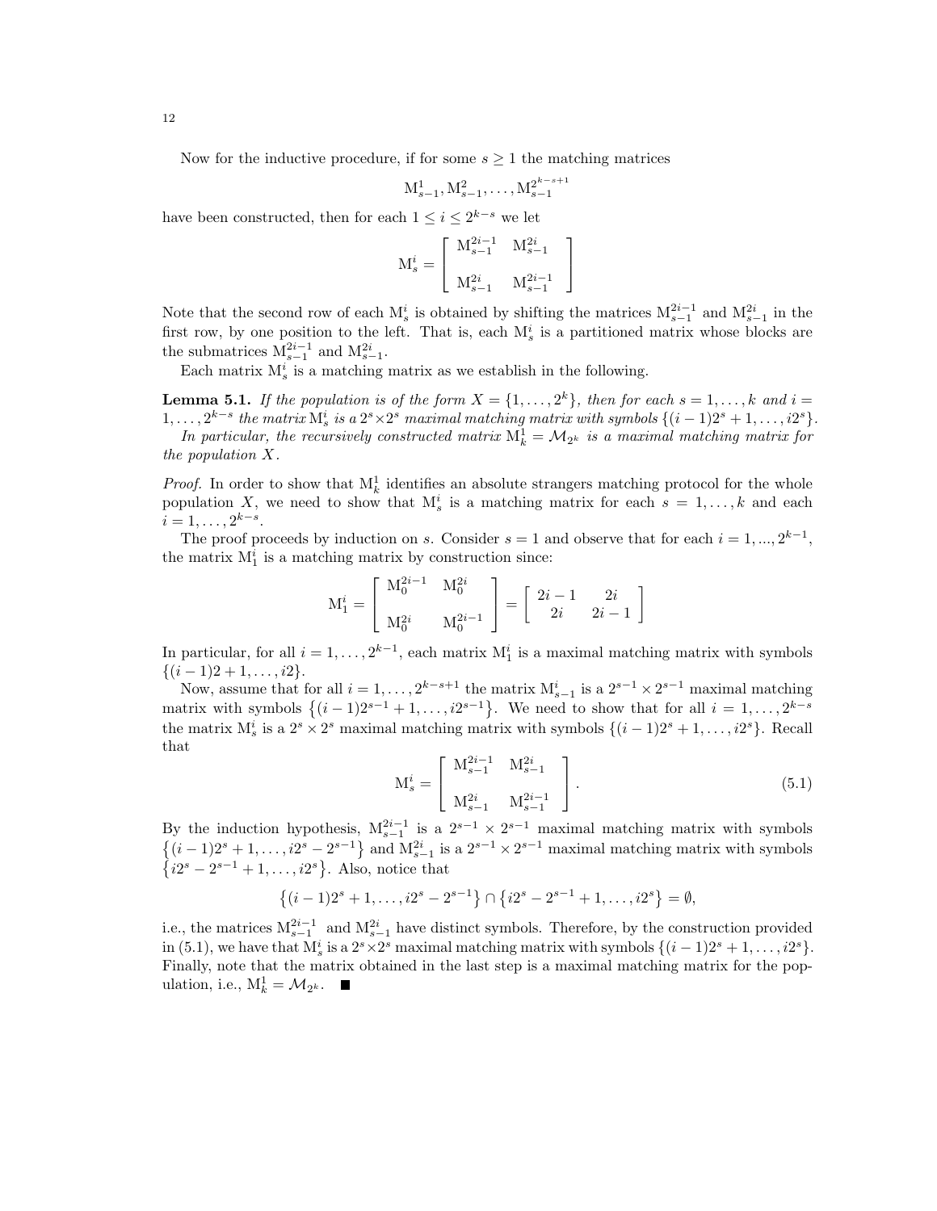Now for the inductive procedure, if for some $s \geq 1$ the matching matrices

$$\mathrm{M}^1_{s-1}, \mathrm{M}^2_{s-1}, \ldots, \mathrm{M}^{2^{k-s+1}}_{s-1}$$

have been constructed, then for each $1 \leq i \leq 2^{k-s}$ we let

$$\mathrm{M}^i_s = \begin{bmatrix} \mathrm{M}^{2i-1}_{s-1} & \mathrm{M}^{2i}_{s-1} \\ \\ \mathrm{M}^{2i}_{s-1} & \mathrm{M}^{2i-1}_{s-1} \end{bmatrix}$$

Note that the second row of each $\mathrm{M}^i_s$ is obtained by shifting the matrices $\mathrm{M}^{2i-1}_{s-1}$ and $\mathrm{M}^{2i}_{s-1}$ in the first row, by one position to the left. That is, each $\mathrm{M}^i_s$ is a partitioned matrix whose blocks are the submatrices $\mathrm{M}^{2i-1}_{s-1}$ and $\mathrm{M}^{2i}_{s-1}$.

Each matrix $\mathrm{M}^i_s$ is a matching matrix as we establish in the following.

**Lemma 5.1.** *If the population is of the form $X = \{1, \ldots, 2^k\}$, then for each $s = 1, \ldots, k$ and $i = 1, \ldots, 2^{k-s}$ the matrix $\mathrm{M}^i_s$ is a $2^s \times 2^s$ maximal matching matrix with symbols $\{(i-1)2^s + 1, \ldots, i2^s\}$.*

*In particular, the recursively constructed matrix $\mathrm{M}^1_k = \mathcal{M}_{2^k}$ is a maximal matching matrix for the population $X$.*

*Proof.* In order to show that $\mathrm{M}^1_k$ identifies an absolute strangers matching protocol for the whole population $X$, we need to show that $\mathrm{M}^i_s$ is a matching matrix for each $s = 1, \ldots, k$ and each $i = 1, \ldots, 2^{k-s}$.

The proof proceeds by induction on $s$. Consider $s = 1$ and observe that for each $i = 1, ..., 2^{k-1}$, the matrix $\mathrm{M}^i_1$ is a matching matrix by construction since:

$$\mathrm{M}^i_1 = \begin{bmatrix} \mathrm{M}^{2i-1}_0 & \mathrm{M}^{2i}_0 \\ \\ \mathrm{M}^{2i}_0 & \mathrm{M}^{2i-1}_0 \end{bmatrix} = \begin{bmatrix} 2i-1 & 2i \\ 2i & 2i-1 \end{bmatrix}$$

In particular, for all $i = 1, \ldots, 2^{k-1}$, each matrix $\mathrm{M}^i_1$ is a maximal matching matrix with symbols $\{(i-1)2 + 1, \ldots, i2\}$.

Now, assume that for all $i = 1, \ldots, 2^{k-s+1}$ the matrix $\mathrm{M}^i_{s-1}$ is a $2^{s-1} \times 2^{s-1}$ maximal matching matrix with symbols $\{(i-1)2^{s-1} + 1, \ldots, i2^{s-1}\}$. We need to show that for all $i = 1, \ldots, 2^{k-s}$ the matrix $\mathrm{M}^i_s$ is a $2^s \times 2^s$ maximal matching matrix with symbols $\{(i-1)2^s + 1, \ldots, i2^s\}$. Recall that

$$\mathrm{M}^i_s = \begin{bmatrix} \mathrm{M}^{2i-1}_{s-1} & \mathrm{M}^{2i}_{s-1} \\ \\ \mathrm{M}^{2i}_{s-1} & \mathrm{M}^{2i-1}_{s-1} \end{bmatrix}. \tag{5.1}$$

By the induction hypothesis, $\mathrm{M}^{2i-1}_{s-1}$ is a $2^{s-1} \times 2^{s-1}$ maximal matching matrix with symbols $\{(i-1)2^s + 1, \ldots, i2^s - 2^{s-1}\}$ and $\mathrm{M}^{2i}_{s-1}$ is a $2^{s-1} \times 2^{s-1}$ maximal matching matrix with symbols $\{i2^s - 2^{s-1} + 1, \ldots, i2^s\}$. Also, notice that

$$\{(i-1)2^s + 1, \ldots, i2^s - 2^{s-1}\} \cap \{i2^s - 2^{s-1} + 1, \ldots, i2^s\} = \emptyset,$$

i.e., the matrices $\mathrm{M}^{2i-1}_{s-1}$ and $\mathrm{M}^{2i}_{s-1}$ have distinct symbols. Therefore, by the construction provided in (5.1), we have that $\mathrm{M}^i_s$ is a $2^s \times 2^s$ maximal matching matrix with symbols $\{(i-1)2^s + 1, \ldots, i2^s\}$. Finally, note that the matrix obtained in the last step is a maximal matching matrix for the population, i.e., $\mathrm{M}^1_k = \mathcal{M}_{2^k}$. ■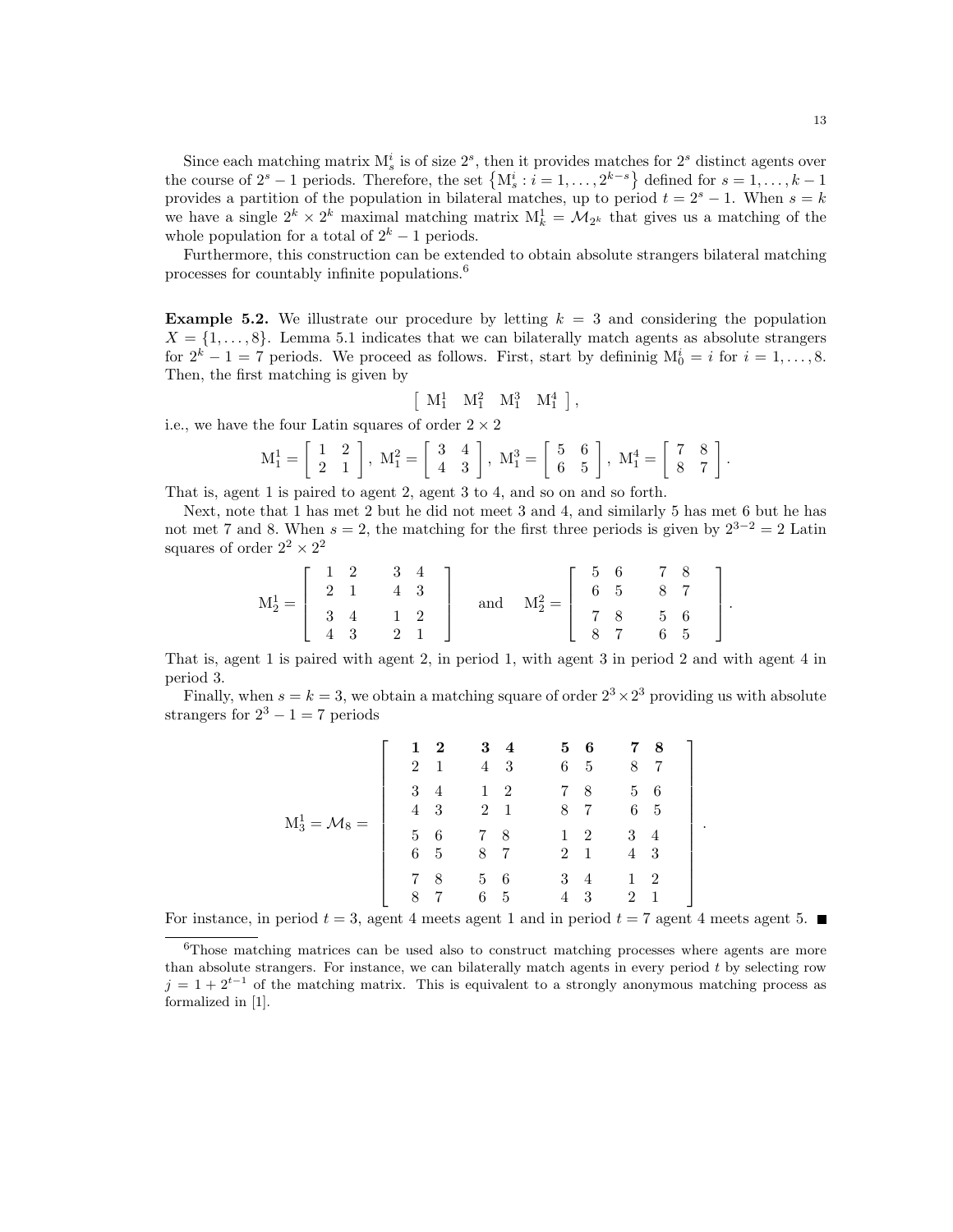Since each matching matrix $M_s^i$ is of size $2^s$, then it provides matches for $2^s$ distinct agents over the course of $2^s - 1$ periods. Therefore, the set $\{M_s^i : i = 1, \ldots, 2^{k-s}\}$ defined for $s = 1, \ldots, k-1$ provides a partition of the population in bilateral matches, up to period $t = 2^s - 1$. When $s = k$ we have a single $2^k \times 2^k$ maximal matching matrix $M_k^1 = \mathcal{M}_{2^k}$ that gives us a matching of the whole population for a total of $2^k - 1$ periods.

Furthermore, this construction can be extended to obtain absolute strangers bilateral matching processes for countably infinite populations.[6]

**Example 5.2.** We illustrate our procedure by letting $k = 3$ and considering the population $X = \{1, \ldots, 8\}$. Lemma 5.1 indicates that we can bilaterally match agents as absolute strangers for $2^k - 1 = 7$ periods. We proceed as follows. First, start by defininig $M_0^i = i$ for $i = 1, \ldots, 8$. Then, the first matching is given by

$$\left[\begin{array}{cccc} M_1^1 & M_1^2 & M_1^3 & M_1^4 \end{array}\right],$$

i.e., we have the four Latin squares of order $2 \times 2$

$$M_1^1 = \left[\begin{array}{cc} 1 & 2 \\ 2 & 1 \end{array}\right],\ M_1^2 = \left[\begin{array}{cc} 3 & 4 \\ 4 & 3 \end{array}\right],\ M_1^3 = \left[\begin{array}{cc} 5 & 6 \\ 6 & 5 \end{array}\right],\ M_1^4 = \left[\begin{array}{cc} 7 & 8 \\ 8 & 7 \end{array}\right].$$

That is, agent 1 is paired to agent 2, agent 3 to 4, and so on and so forth.

Next, note that 1 has met 2 but he did not meet 3 and 4, and similarly 5 has met 6 but he has not met 7 and 8. When $s = 2$, the matching for the first three periods is given by $2^{3-2} = 2$ Latin squares of order $2^2 \times 2^2$

$$M_2^1 = \left[\begin{array}{cccc} 1 & 2 & 3 & 4 \\ 2 & 1 & 4 & 3 \\ 3 & 4 & 1 & 2 \\ 4 & 3 & 2 & 1 \end{array}\right] \quad \text{and} \quad M_2^2 = \left[\begin{array}{cccc} 5 & 6 & 7 & 8 \\ 6 & 5 & 8 & 7 \\ 7 & 8 & 5 & 6 \\ 8 & 7 & 6 & 5 \end{array}\right].$$

That is, agent 1 is paired with agent 2, in period 1, with agent 3 in period 2 and with agent 4 in period 3.

Finally, when $s = k = 3$, we obtain a matching square of order $2^3 \times 2^3$ providing us with absolute strangers for $2^3 - 1 = 7$ periods

$$M_3^1 = \mathcal{M}_8 = \left[\begin{array}{cccccccc} \mathbf{1} & \mathbf{2} & \mathbf{3} & \mathbf{4} & \mathbf{5} & \mathbf{6} & \mathbf{7} & \mathbf{8} \\ 2 & 1 & 4 & 3 & 6 & 5 & 8 & 7 \\ 3 & 4 & 1 & 2 & 7 & 8 & 5 & 6 \\ 4 & 3 & 2 & 1 & 8 & 7 & 6 & 5 \\ 5 & 6 & 7 & 8 & 1 & 2 & 3 & 4 \\ 6 & 5 & 8 & 7 & 2 & 1 & 4 & 3 \\ 7 & 8 & 5 & 6 & 3 & 4 & 1 & 2 \\ 8 & 7 & 6 & 5 & 4 & 3 & 2 & 1 \end{array}\right].$$

For instance, in period $t = 3$, agent 4 meets agent 1 and in period $t = 7$ agent 4 meets agent 5. ■

---

[6] Those matching matrices can be used also to construct matching processes where agents are more than absolute strangers. For instance, we can bilaterally match agents in every period $t$ by selecting row $j = 1 + 2^{t-1}$ of the matching matrix. This is equivalent to a strongly anonymous matching process as formalized in [1].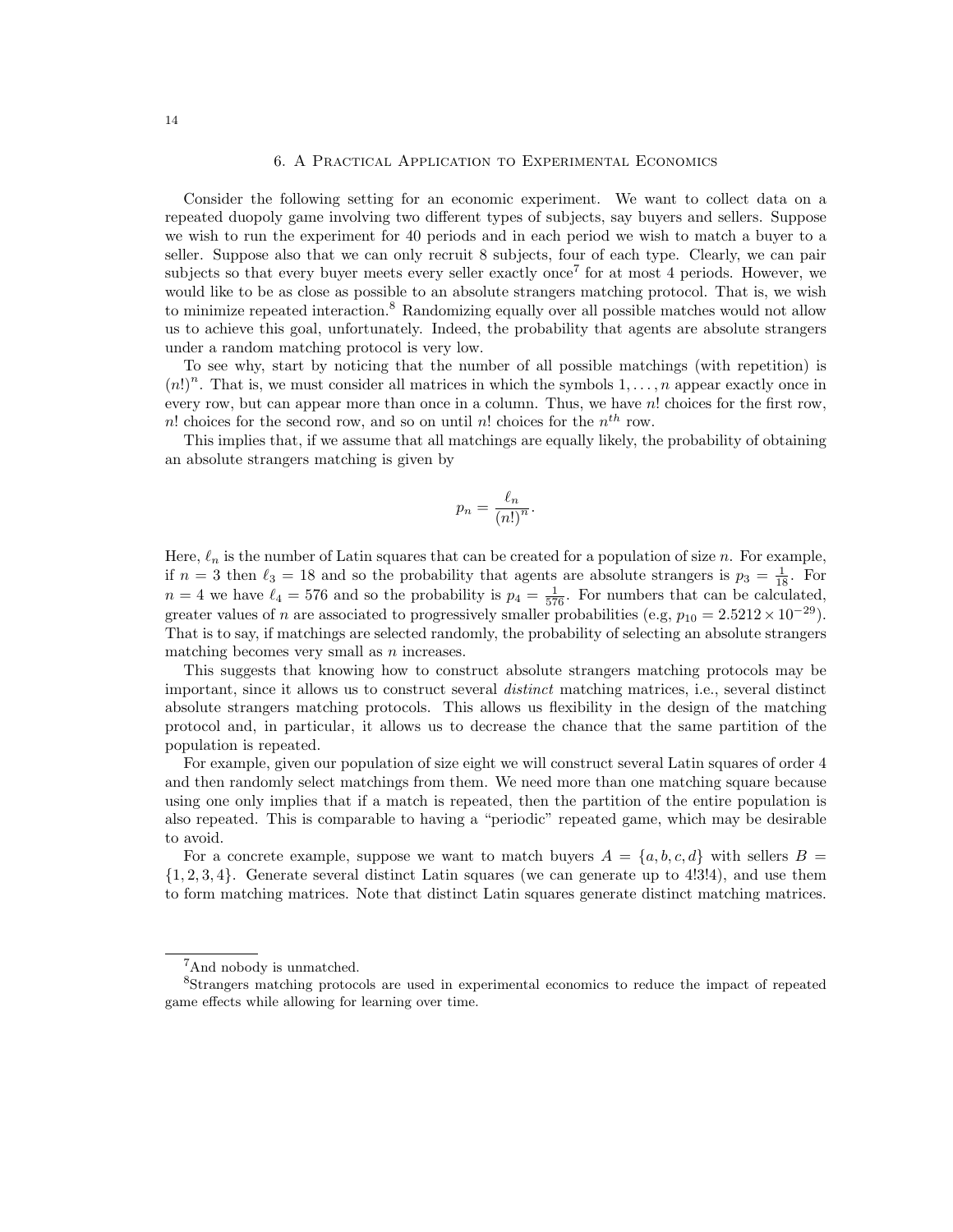## 6. A Practical Application to Experimental Economics

Consider the following setting for an economic experiment. We want to collect data on a repeated duopoly game involving two different types of subjects, say buyers and sellers. Suppose we wish to run the experiment for 40 periods and in each period we wish to match a buyer to a seller. Suppose also that we can only recruit 8 subjects, four of each type. Clearly, we can pair subjects so that every buyer meets every seller exactly once[7] for at most 4 periods. However, we would like to be as close as possible to an absolute strangers matching protocol. That is, we wish to minimize repeated interaction.[8] Randomizing equally over all possible matches would not allow us to achieve this goal, unfortunately. Indeed, the probability that agents are absolute strangers under a random matching protocol is very low.

To see why, start by noticing that the number of all possible matchings (with repetition) is $(n!)^n$. That is, we must consider all matrices in which the symbols $1, \ldots, n$ appear exactly once in every row, but can appear more than once in a column. Thus, we have $n!$ choices for the first row, $n!$ choices for the second row, and so on until $n!$ choices for the $n^{th}$ row.

This implies that, if we assume that all matchings are equally likely, the probability of obtaining an absolute strangers matching is given by

$$p_n = \frac{\ell_n}{(n!)^n}.$$

Here, $\ell_n$ is the number of Latin squares that can be created for a population of size $n$. For example, if $n = 3$ then $\ell_3 = 18$ and so the probability that agents are absolute strangers is $p_3 = \frac{1}{18}$. For $n = 4$ we have $\ell_4 = 576$ and so the probability is $p_4 = \frac{1}{576}$. For numbers that can be calculated, greater values of $n$ are associated to progressively smaller probabilities (e.g, $p_{10} = 2.5212 \times 10^{-29}$). That is to say, if matchings are selected randomly, the probability of selecting an absolute strangers matching becomes very small as $n$ increases.

This suggests that knowing how to construct absolute strangers matching protocols may be important, since it allows us to construct several *distinct* matching matrices, i.e., several distinct absolute strangers matching protocols. This allows us flexibility in the design of the matching protocol and, in particular, it allows us to decrease the chance that the same partition of the population is repeated.

For example, given our population of size eight we will construct several Latin squares of order 4 and then randomly select matchings from them. We need more than one matching square because using one only implies that if a match is repeated, then the partition of the entire population is also repeated. This is comparable to having a "periodic" repeated game, which may be desirable to avoid.

For a concrete example, suppose we want to match buyers $A = \{a, b, c, d\}$ with sellers $B = \{1, 2, 3, 4\}$. Generate several distinct Latin squares (we can generate up to 4!3!4), and use them to form matching matrices. Note that distinct Latin squares generate distinct matching matrices.

---

[7] And nobody is unmatched.

[8] Strangers matching protocols are used in experimental economics to reduce the impact of repeated game effects while allowing for learning over time.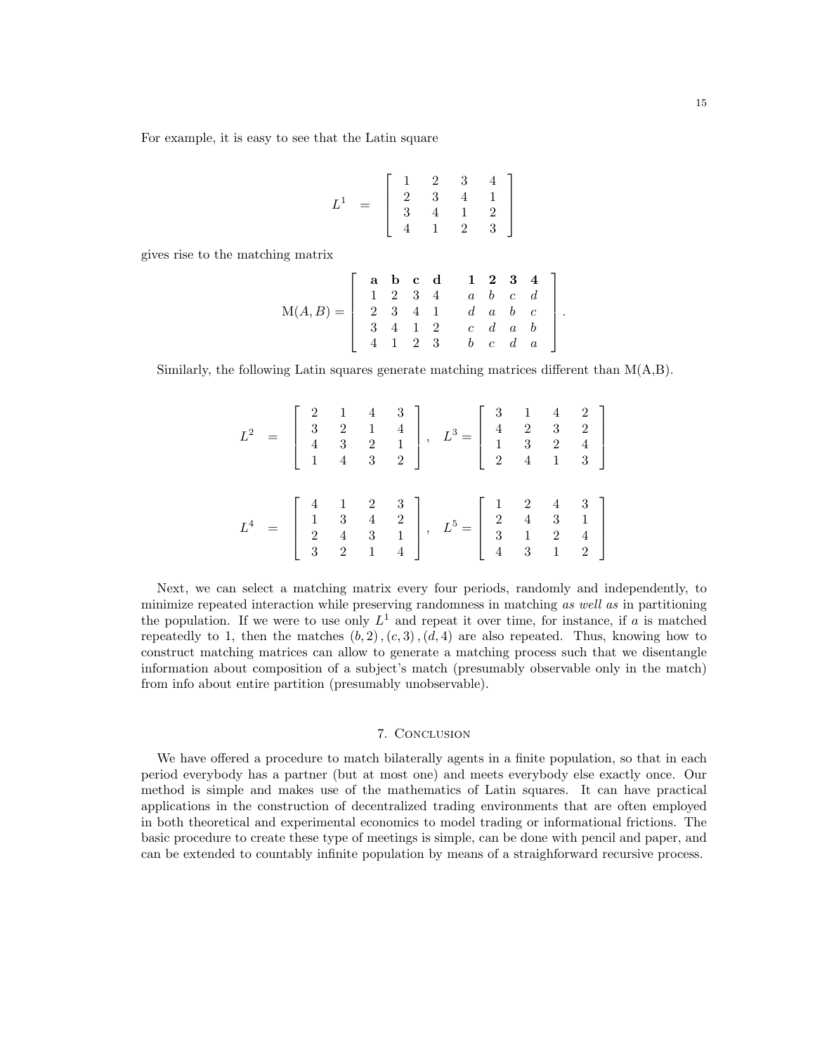For example, it is easy to see that the Latin square

$$L^1 \quad = \quad \begin{bmatrix} 1 & 2 & 3 & 4 \\ 2 & 3 & 4 & 1 \\ 3 & 4 & 1 & 2 \\ 4 & 1 & 2 & 3 \end{bmatrix}$$

gives rise to the matching matrix

$$\mathrm{M}(A,B) = \begin{bmatrix} \mathbf{a} & \mathbf{b} & \mathbf{c} & \mathbf{d} & & \mathbf{1} & \mathbf{2} & \mathbf{3} & \mathbf{4} \\ 1 & 2 & 3 & 4 & & a & b & c & d \\ 2 & 3 & 4 & 1 & & d & a & b & c \\ 3 & 4 & 1 & 2 & & c & d & a & b \\ 4 & 1 & 2 & 3 & & b & c & d & a \end{bmatrix}.$$

Similarly, the following Latin squares generate matching matrices different than M(A,B).

$$L^2 \quad = \quad \begin{bmatrix} 2 & 1 & 4 & 3 \\ 3 & 2 & 1 & 4 \\ 4 & 3 & 2 & 1 \\ 1 & 4 & 3 & 2 \end{bmatrix}, \quad L^3 = \begin{bmatrix} 3 & 1 & 4 & 2 \\ 4 & 2 & 3 & 2 \\ 1 & 3 & 2 & 4 \\ 2 & 4 & 1 & 3 \end{bmatrix}$$

$$L^4 \quad = \quad \begin{bmatrix} 4 & 1 & 2 & 3 \\ 1 & 3 & 4 & 2 \\ 2 & 4 & 3 & 1 \\ 3 & 2 & 1 & 4 \end{bmatrix}, \quad L^5 = \begin{bmatrix} 1 & 2 & 4 & 3 \\ 2 & 4 & 3 & 1 \\ 3 & 1 & 2 & 4 \\ 4 & 3 & 1 & 2 \end{bmatrix}$$

Next, we can select a matching matrix every four periods, randomly and independently, to minimize repeated interaction while preserving randomness in matching *as well as* in partitioning the population. If we were to use only $L^1$ and repeat it over time, for instance, if $a$ is matched repeatedly to 1, then the matches $(b, 2), (c, 3), (d, 4)$ are also repeated. Thus, knowing how to construct matching matrices can allow to generate a matching process such that we disentangle information about composition of a subject's match (presumably observable only in the match) from info about entire partition (presumably unobservable).

## 7. Conclusion

We have offered a procedure to match bilaterally agents in a finite population, so that in each period everybody has a partner (but at most one) and meets everybody else exactly once. Our method is simple and makes use of the mathematics of Latin squares. It can have practical applications in the construction of decentralized trading environments that are often employed in both theoretical and experimental economics to model trading or informational frictions. The basic procedure to create these type of meetings is simple, can be done with pencil and paper, and can be extended to countably infinite population by means of a straighforward recursive process.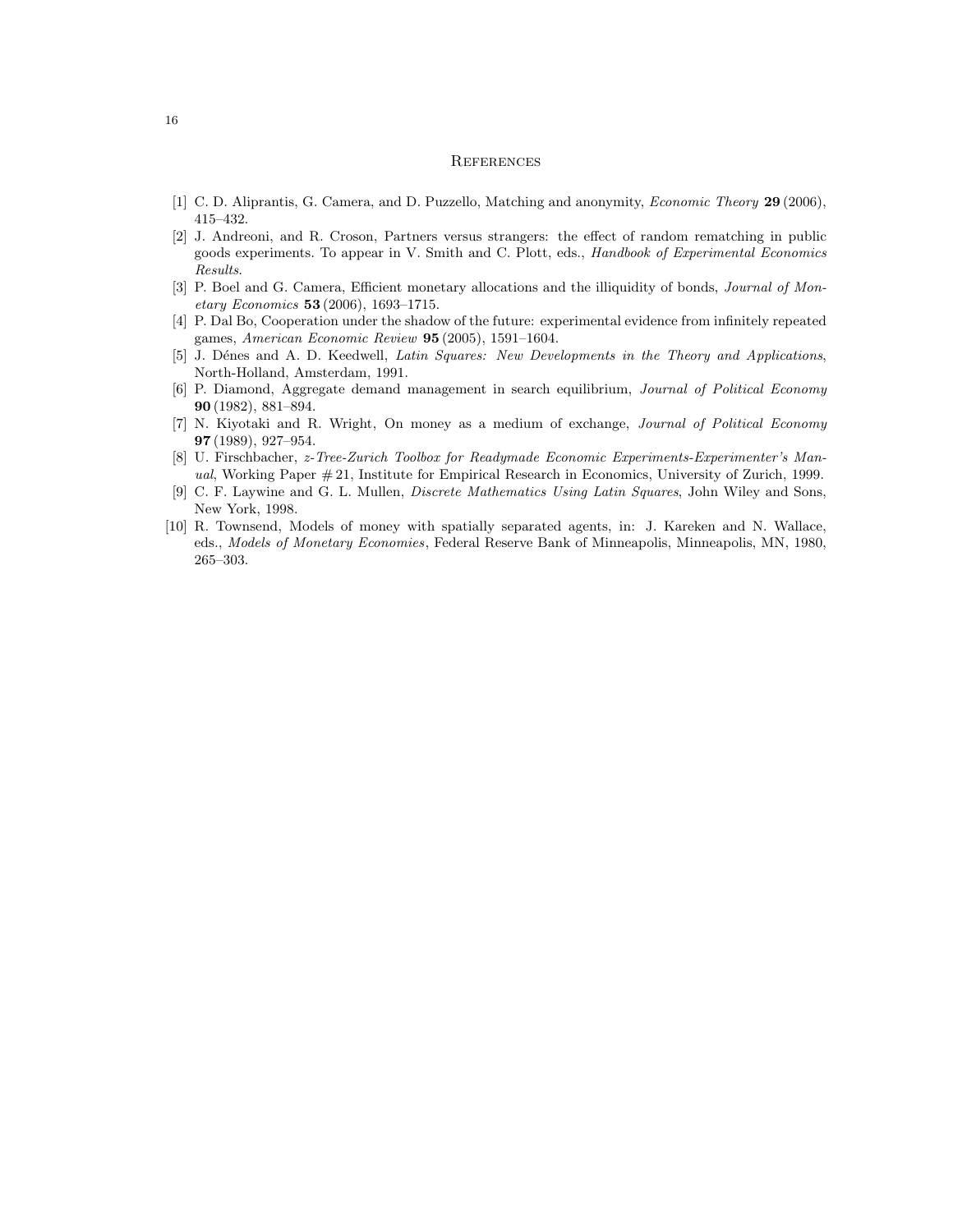## References

[1] C. D. Aliprantis, G. Camera, and D. Puzzello, Matching and anonymity, *Economic Theory* **29** (2006), 415–432.

[2] J. Andreoni, and R. Croson, Partners versus strangers: the effect of random rematching in public goods experiments. To appear in V. Smith and C. Plott, eds., *Handbook of Experimental Economics Results*.

[3] P. Boel and G. Camera, Efficient monetary allocations and the illiquidity of bonds, *Journal of Monetary Economics* **53** (2006), 1693–1715.

[4] P. Dal Bo, Cooperation under the shadow of the future: experimental evidence from infinitely repeated games, *American Economic Review* **95** (2005), 1591–1604.

[5] J. Dénes and A. D. Keedwell, *Latin Squares: New Developments in the Theory and Applications*, North-Holland, Amsterdam, 1991.

[6] P. Diamond, Aggregate demand management in search equilibrium, *Journal of Political Economy* **90** (1982), 881–894.

[7] N. Kiyotaki and R. Wright, On money as a medium of exchange, *Journal of Political Economy* **97** (1989), 927–954.

[8] U. Firschbacher, *z-Tree-Zurich Toolbox for Readymade Economic Experiments-Experimenter's Manual*, Working Paper # 21, Institute for Empirical Research in Economics, University of Zurich, 1999.

[9] C. F. Laywine and G. L. Mullen, *Discrete Mathematics Using Latin Squares*, John Wiley and Sons, New York, 1998.

[10] R. Townsend, Models of money with spatially separated agents, in: J. Kareken and N. Wallace, eds., *Models of Monetary Economies*, Federal Reserve Bank of Minneapolis, Minneapolis, MN, 1980, 265–303.